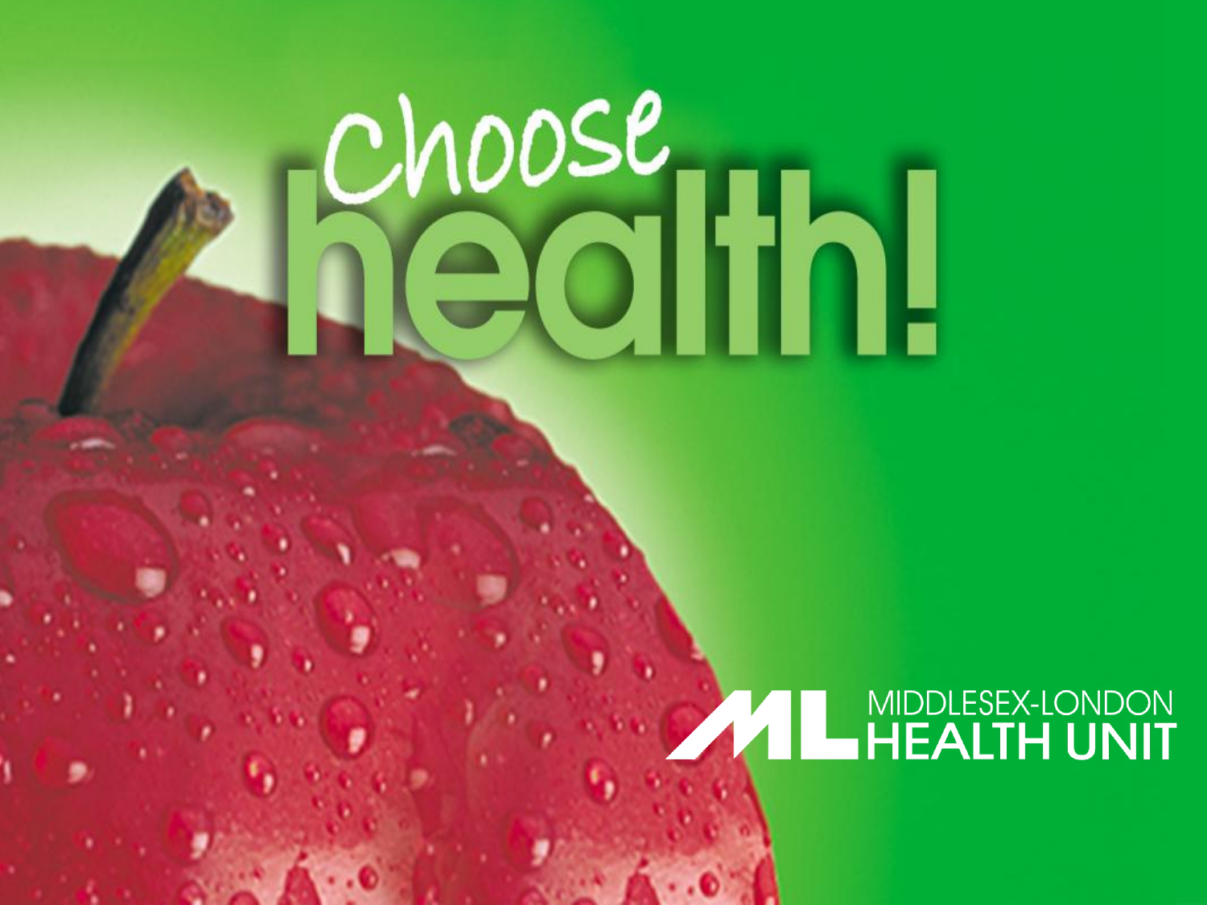# Choose health!

MIDDLESEX-LONDON HEALTH UNIT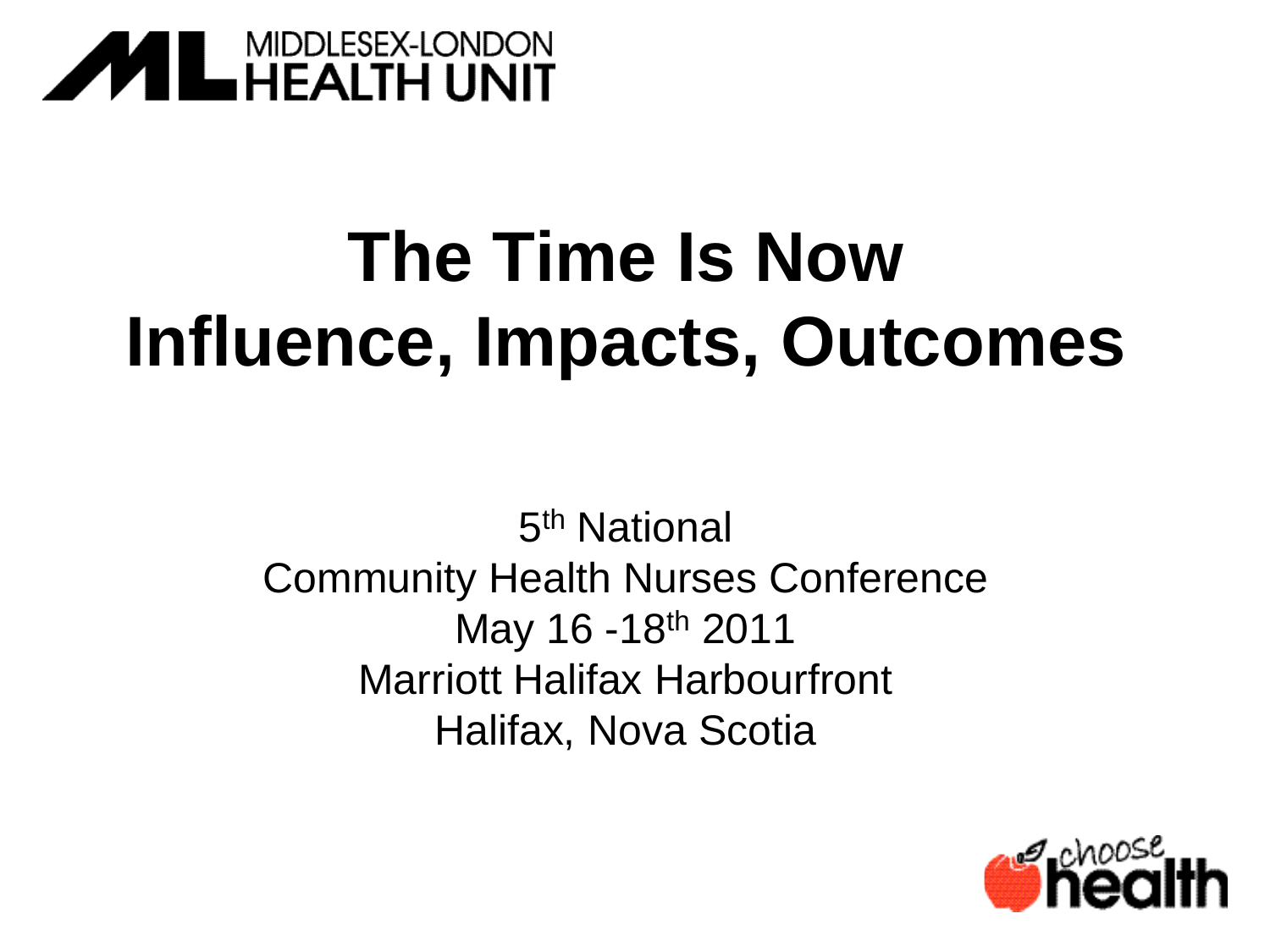MIDDLESEX-LONDON HEALTH UNIT

# The Time Is Now
# Influence, Impacts, Outcomes

5th National
Community Health Nurses Conference
May 16 -18th 2011
Marriott Halifax Harbourfront
Halifax, Nova Scotia

choose health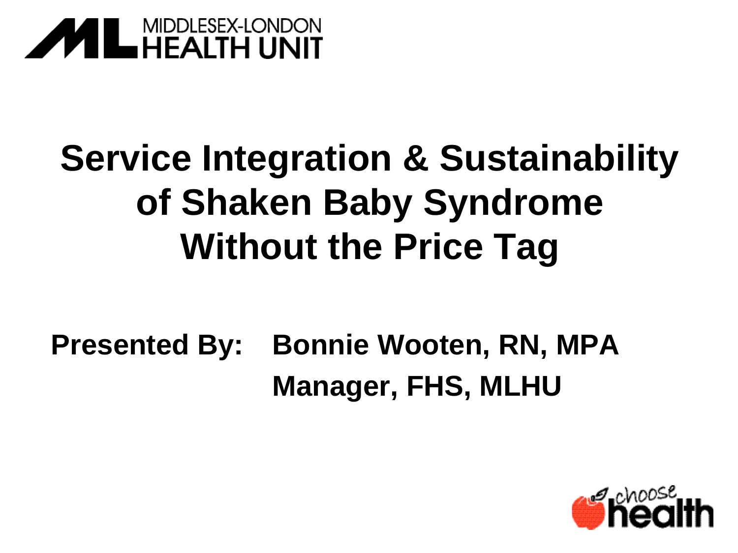MIDDLESEX-LONDON HEALTH UNIT

# Service Integration & Sustainability of Shaken Baby Syndrome Without the Price Tag

**Presented By:** **Bonnie Wooten, RN, MPA**
**Manager, FHS, MLHU**

choose health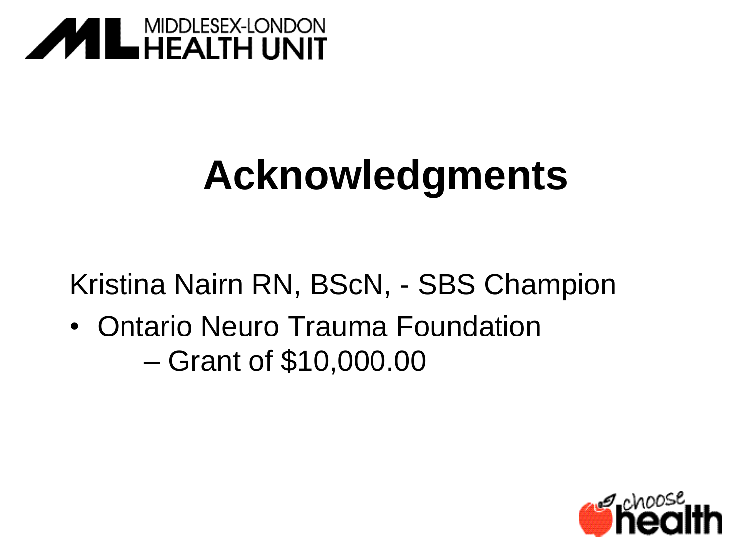# Acknowledgments

Kristina Nairn RN, BScN, - SBS Champion

- Ontario Neuro Trauma Foundation
  - Grant of $10,000.00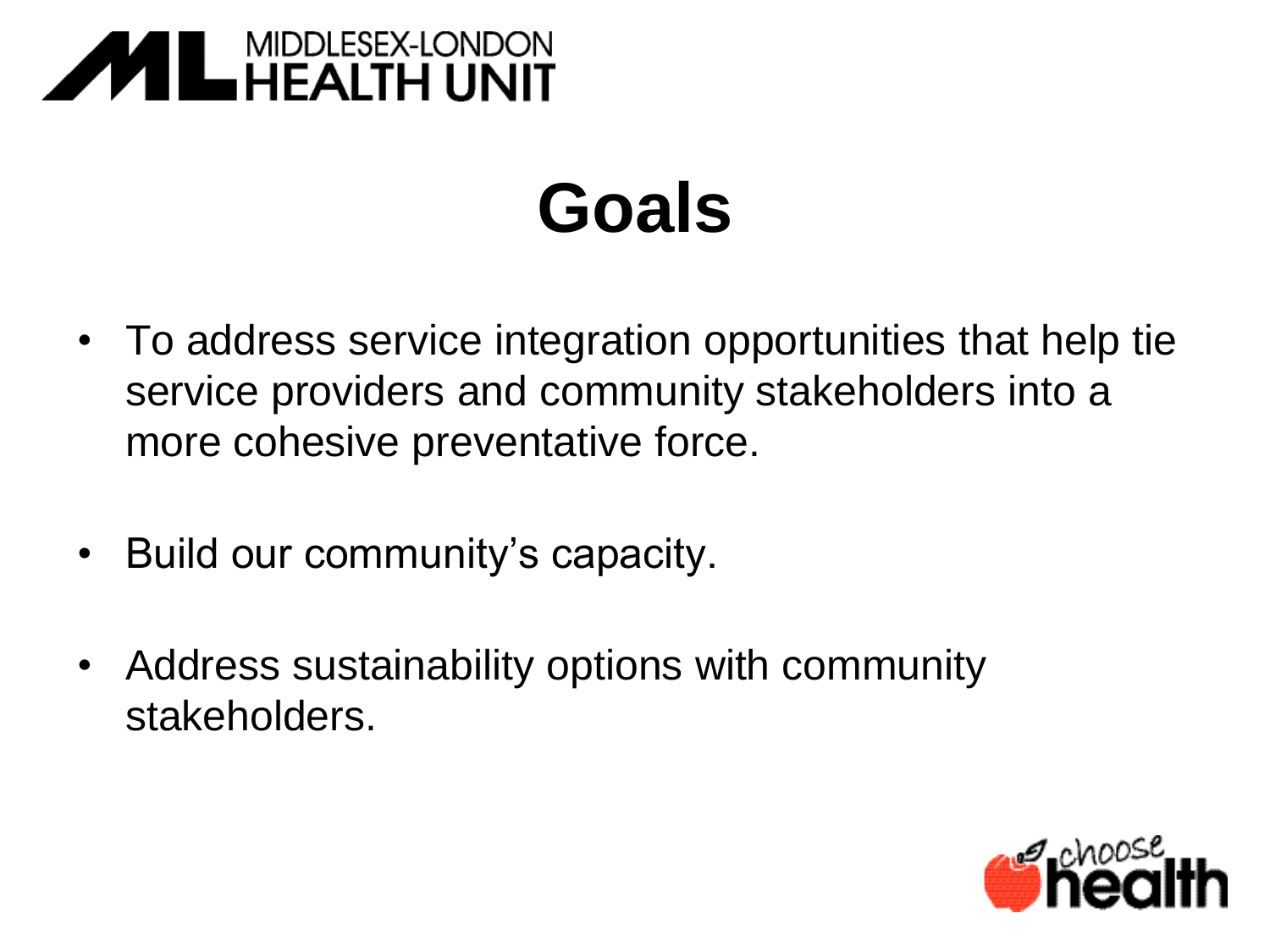# Goals

- To address service integration opportunities that help tie service providers and community stakeholders into a more cohesive preventative force.
- Build our community's capacity.
- Address sustainability options with community stakeholders.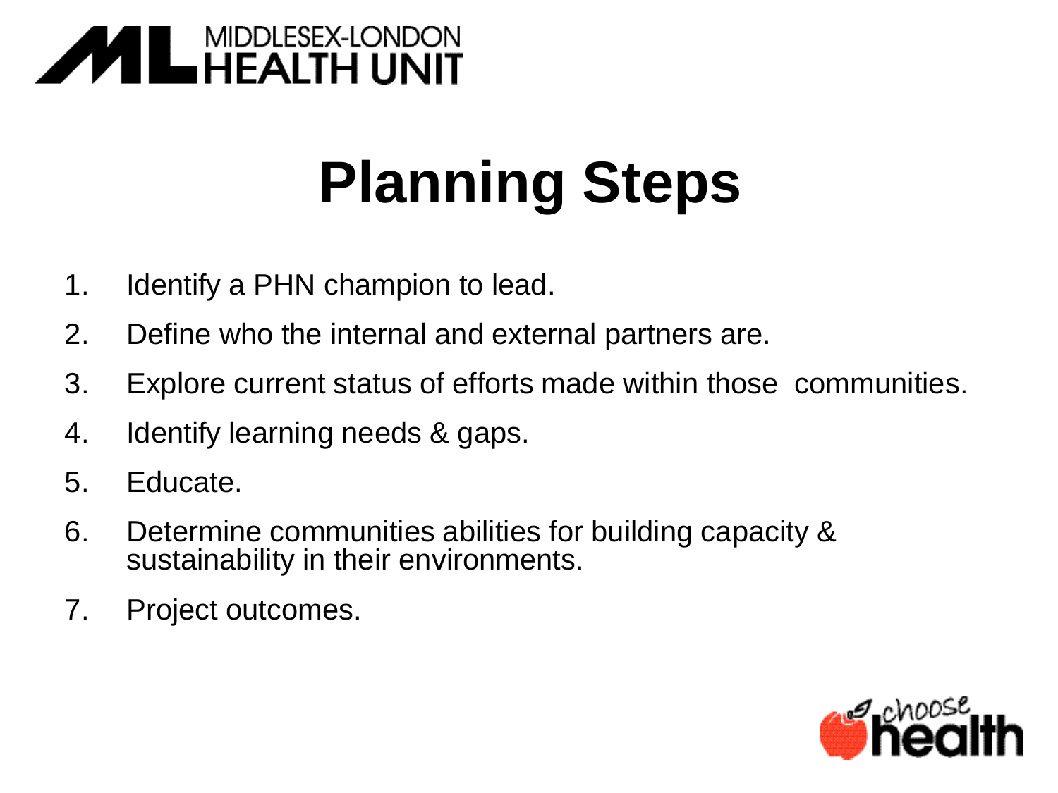# Planning Steps

1. Identify a PHN champion to lead.
2. Define who the internal and external partners are.
3. Explore current status of efforts made within those communities.
4. Identify learning needs & gaps.
5. Educate.
6. Determine communities abilities for building capacity & sustainability in their environments.
7. Project outcomes.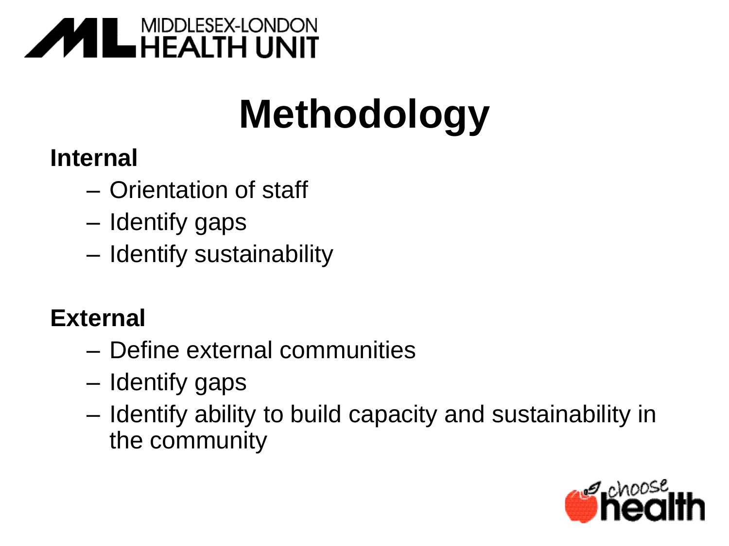# Methodology

**Internal**

- Orientation of staff
- Identify gaps
- Identify sustainability

**External**

- Define external communities
- Identify gaps
- Identify ability to build capacity and sustainability in the community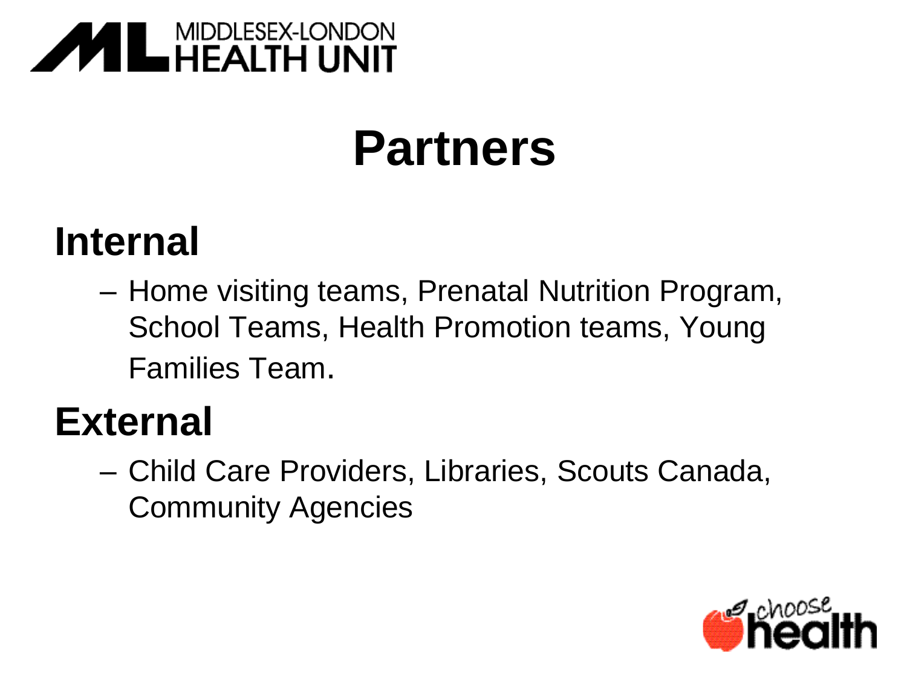# Partners

## Internal

- Home visiting teams, Prenatal Nutrition Program, School Teams, Health Promotion teams, Young Families Team.

## External

- Child Care Providers, Libraries, Scouts Canada, Community Agencies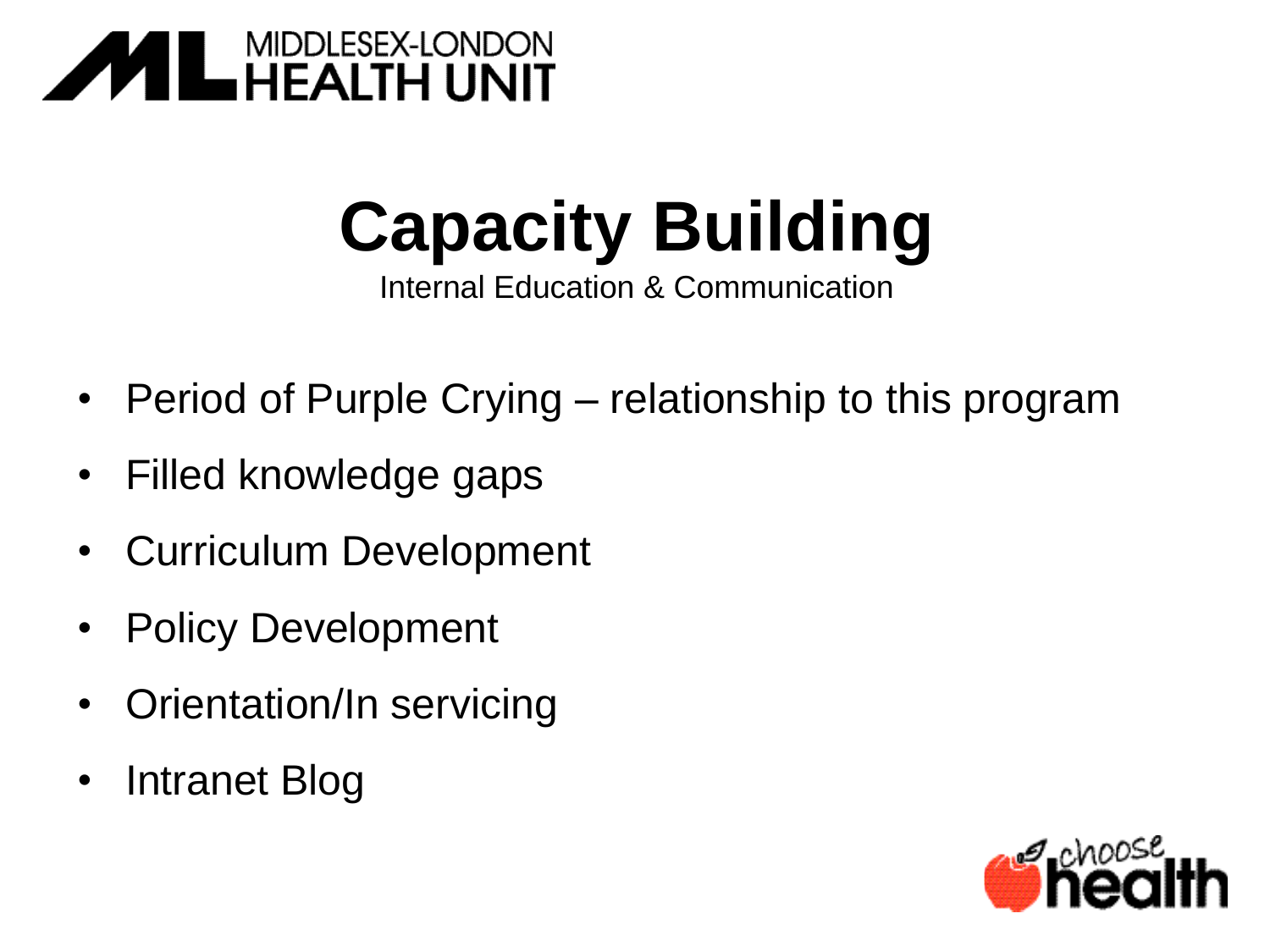# Capacity Building

Internal Education & Communication

- Period of Purple Crying – relationship to this program
- Filled knowledge gaps
- Curriculum Development
- Policy Development
- Orientation/In servicing
- Intranet Blog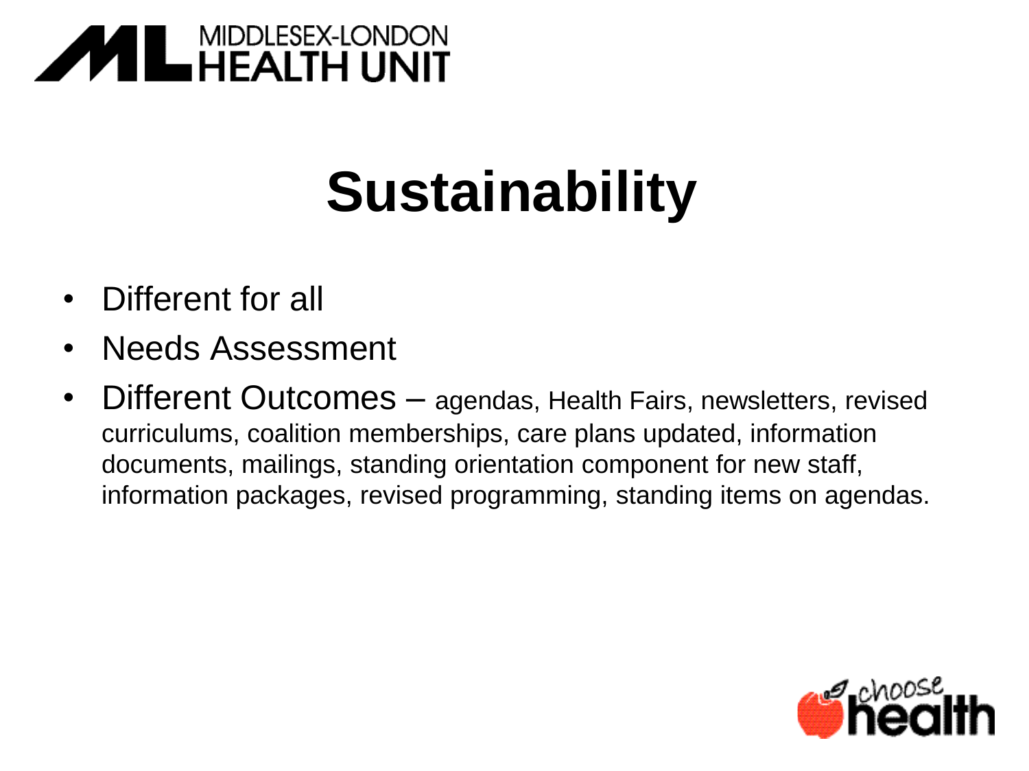# Sustainability

- Different for all
- Needs Assessment
- Different Outcomes – agendas, Health Fairs, newsletters, revised curriculums, coalition memberships, care plans updated, information documents, mailings, standing orientation component for new staff, information packages, revised programming, standing items on agendas.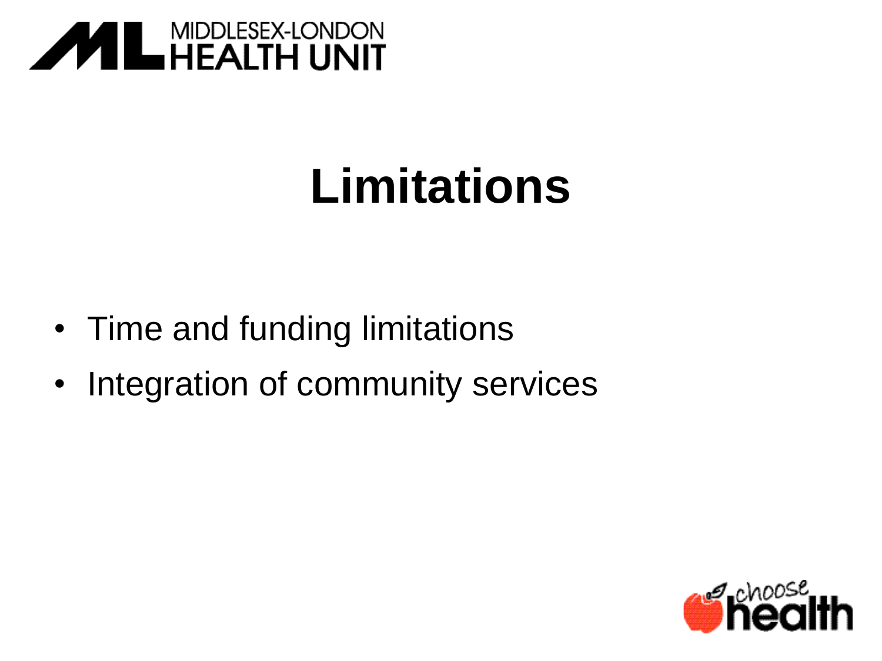# Limitations

- Time and funding limitations
- Integration of community services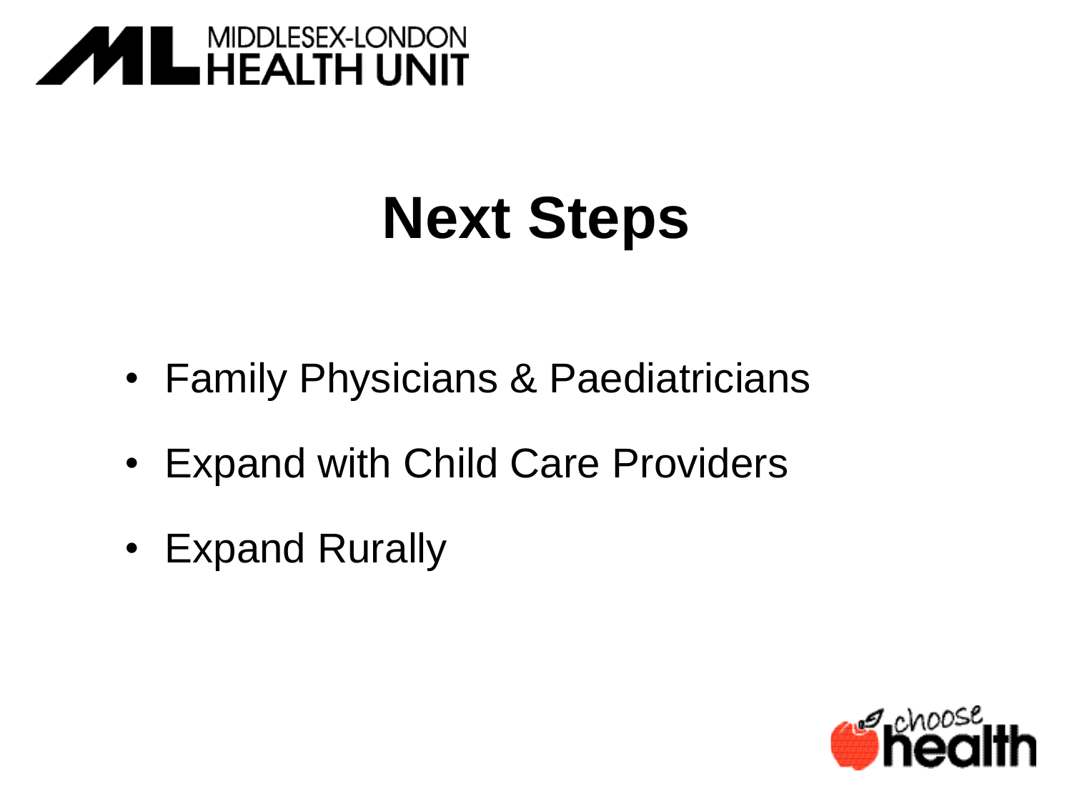# Next Steps

- Family Physicians & Paediatricians
- Expand with Child Care Providers
- Expand Rurally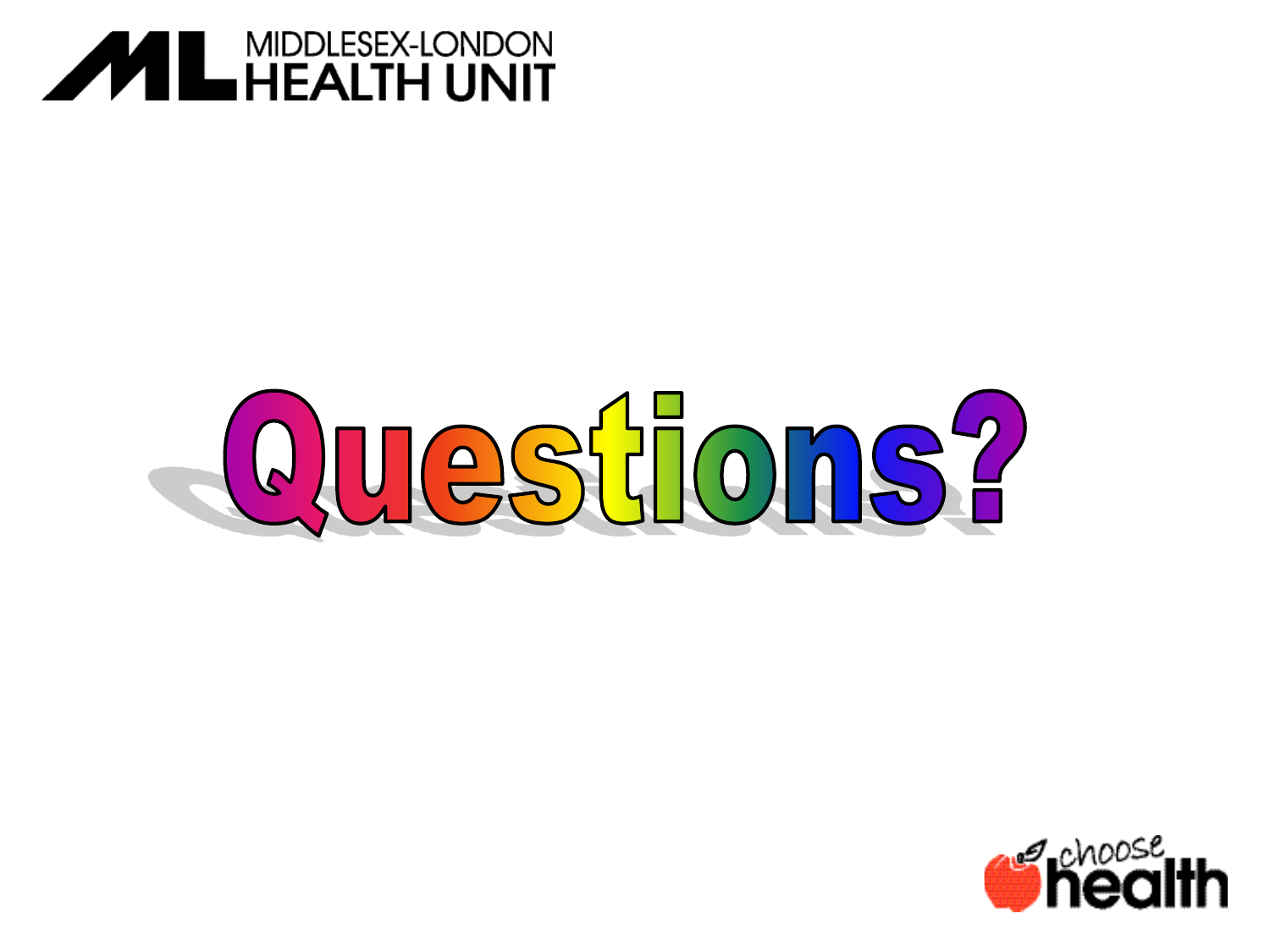MIDDLESEX-LONDON HEALTH UNIT

# Questions?

choose health